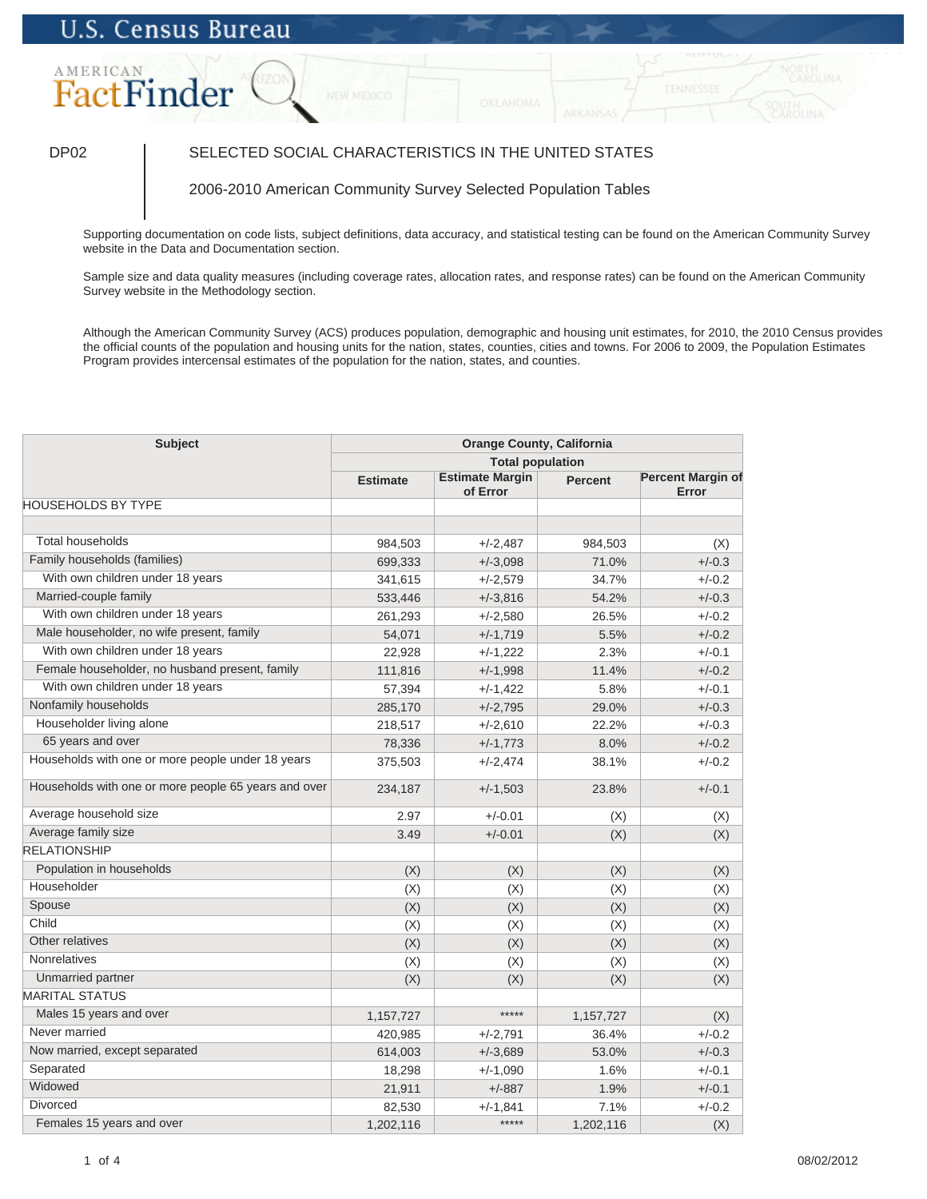U.S. Census Bureau

AMERICAN FactFinder

DP02 | SELECTED SOCIAL CHARACTERISTICS IN THE UNITED STATES

2006-2010 American Community Survey Selected Population Tables

Supporting documentation on code lists, subject definitions, data accuracy, and statistical testing can be found on the American Community Survey website in the Data and Documentation section.

Sample size and data quality measures (including coverage rates, allocation rates, and response rates) can be found on the American Community Survey website in the Methodology section.

Although the American Community Survey (ACS) produces population, demographic and housing unit estimates, for 2010, the 2010 Census provides the official counts of the population and housing units for the nation, states, counties, cities and towns. For 2006 to 2009, the Population Estimates Program provides intercensal estimates of the population for the nation, states, and counties.

| Subject | Orange County, California | | | |
|---|---|---|---|---|
| | Total population | | | |
| | Estimate | Estimate Margin of Error | Percent | Percent Margin of Error |
| HOUSEHOLDS BY TYPE | | | | |
| | | | | |
| Total households | 984,503 | +/-2,487 | 984,503 | (X) |
| Family households (families) | 699,333 | +/-3,098 | 71.0% | +/-0.3 |
| With own children under 18 years | 341,615 | +/-2,579 | 34.7% | +/-0.2 |
| Married-couple family | 533,446 | +/-3,816 | 54.2% | +/-0.3 |
| With own children under 18 years | 261,293 | +/-2,580 | 26.5% | +/-0.2 |
| Male householder, no wife present, family | 54,071 | +/-1,719 | 5.5% | +/-0.2 |
| With own children under 18 years | 22,928 | +/-1,222 | 2.3% | +/-0.1 |
| Female householder, no husband present, family | 111,816 | +/-1,998 | 11.4% | +/-0.2 |
| With own children under 18 years | 57,394 | +/-1,422 | 5.8% | +/-0.1 |
| Nonfamily households | 285,170 | +/-2,795 | 29.0% | +/-0.3 |
| Householder living alone | 218,517 | +/-2,610 | 22.2% | +/-0.3 |
| 65 years and over | 78,336 | +/-1,773 | 8.0% | +/-0.2 |
| Households with one or more people under 18 years | 375,503 | +/-2,474 | 38.1% | +/-0.2 |
| Households with one or more people 65 years and over | 234,187 | +/-1,503 | 23.8% | +/-0.1 |
| Average household size | 2.97 | +/-0.01 | (X) | (X) |
| Average family size | 3.49 | +/-0.01 | (X) | (X) |
| RELATIONSHIP | | | | |
| Population in households | (X) | (X) | (X) | (X) |
| Householder | (X) | (X) | (X) | (X) |
| Spouse | (X) | (X) | (X) | (X) |
| Child | (X) | (X) | (X) | (X) |
| Other relatives | (X) | (X) | (X) | (X) |
| Nonrelatives | (X) | (X) | (X) | (X) |
| Unmarried partner | (X) | (X) | (X) | (X) |
| MARITAL STATUS | | | | |
| Males 15 years and over | 1,157,727 | ***** | 1,157,727 | (X) |
| Never married | 420,985 | +/-2,791 | 36.4% | +/-0.2 |
| Now married, except separated | 614,003 | +/-3,689 | 53.0% | +/-0.3 |
| Separated | 18,298 | +/-1,090 | 1.6% | +/-0.1 |
| Widowed | 21,911 | +/-887 | 1.9% | +/-0.1 |
| Divorced | 82,530 | +/-1,841 | 7.1% | +/-0.2 |
| Females 15 years and over | 1,202,116 | ***** | 1,202,116 | (X) |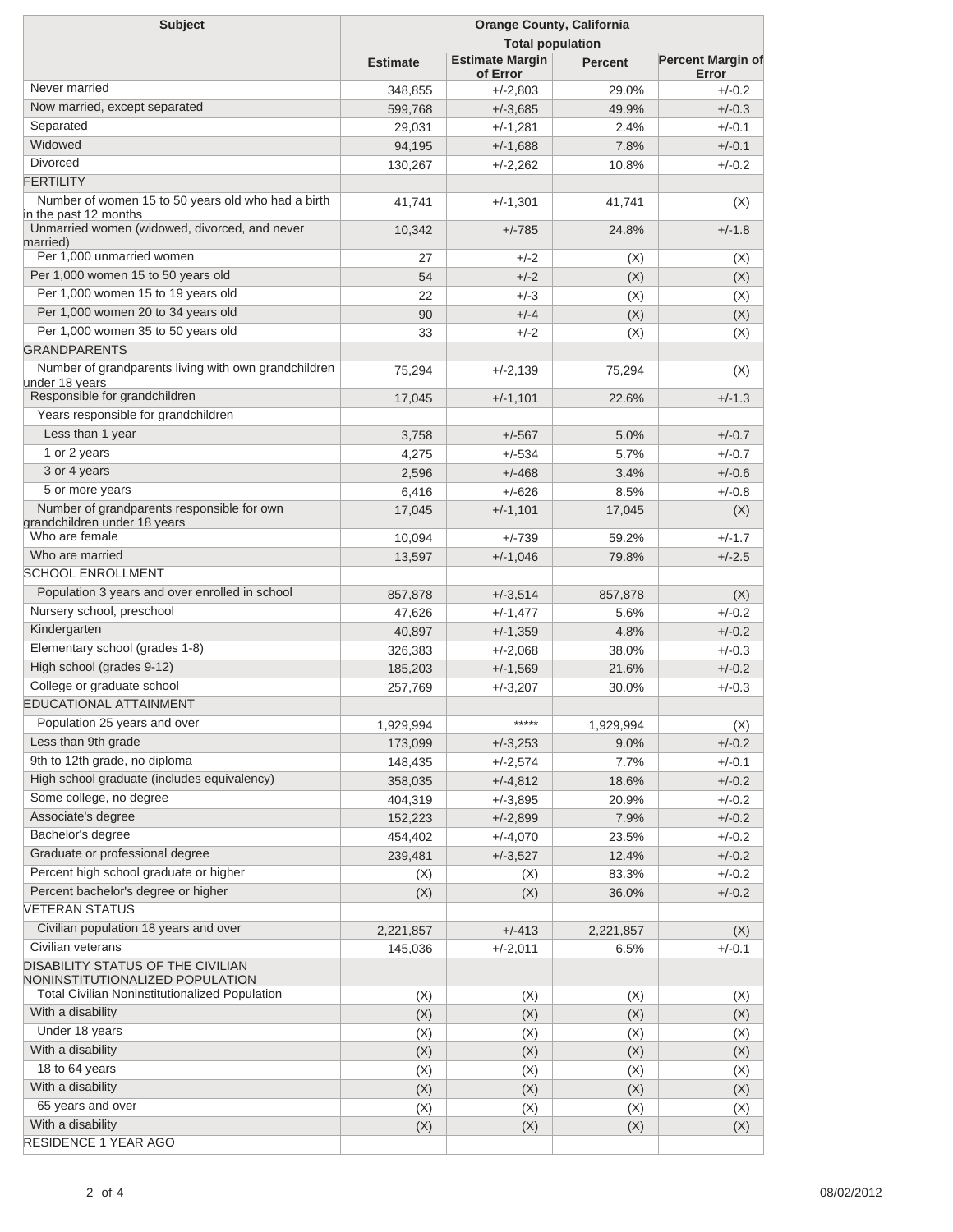| Subject | Orange County, California | | | |
|---|---|---|---|---|
| | Total population | | | |
| | Estimate | Estimate Margin of Error | Percent | Percent Margin of Error |
| Never married | 348,855 | +/-2,803 | 29.0% | +/-0.2 |
| Now married, except separated | 599,768 | +/-3,685 | 49.9% | +/-0.3 |
| Separated | 29,031 | +/-1,281 | 2.4% | +/-0.1 |
| Widowed | 94,195 | +/-1,688 | 7.8% | +/-0.1 |
| Divorced | 130,267 | +/-2,262 | 10.8% | +/-0.2 |
| FERTILITY | | | | |
| Number of women 15 to 50 years old who had a birth in the past 12 months | 41,741 | +/-1,301 | 41,741 | (X) |
| Unmarried women (widowed, divorced, and never married) | 10,342 | +/-785 | 24.8% | +/-1.8 |
| Per 1,000 unmarried women | 27 | +/-2 | (X) | (X) |
| Per 1,000 women 15 to 50 years old | 54 | +/-2 | (X) | (X) |
| Per 1,000 women 15 to 19 years old | 22 | +/-3 | (X) | (X) |
| Per 1,000 women 20 to 34 years old | 90 | +/-4 | (X) | (X) |
| Per 1,000 women 35 to 50 years old | 33 | +/-2 | (X) | (X) |
| GRANDPARENTS | | | | |
| Number of grandparents living with own grandchildren under 18 years | 75,294 | +/-2,139 | 75,294 | (X) |
| Responsible for grandchildren | 17,045 | +/-1,101 | 22.6% | +/-1.3 |
| Years responsible for grandchildren | | | | |
| Less than 1 year | 3,758 | +/-567 | 5.0% | +/-0.7 |
| 1 or 2 years | 4,275 | +/-534 | 5.7% | +/-0.7 |
| 3 or 4 years | 2,596 | +/-468 | 3.4% | +/-0.6 |
| 5 or more years | 6,416 | +/-626 | 8.5% | +/-0.8 |
| Number of grandparents responsible for own grandchildren under 18 years | 17,045 | +/-1,101 | 17,045 | (X) |
| Who are female | 10,094 | +/-739 | 59.2% | +/-1.7 |
| Who are married | 13,597 | +/-1,046 | 79.8% | +/-2.5 |
| SCHOOL ENROLLMENT | | | | |
| Population 3 years and over enrolled in school | 857,878 | +/-3,514 | 857,878 | (X) |
| Nursery school, preschool | 47,626 | +/-1,477 | 5.6% | +/-0.2 |
| Kindergarten | 40,897 | +/-1,359 | 4.8% | +/-0.2 |
| Elementary school (grades 1-8) | 326,383 | +/-2,068 | 38.0% | +/-0.3 |
| High school (grades 9-12) | 185,203 | +/-1,569 | 21.6% | +/-0.2 |
| College or graduate school | 257,769 | +/-3,207 | 30.0% | +/-0.3 |
| EDUCATIONAL ATTAINMENT | | | | |
| Population 25 years and over | 1,929,994 | ***** | 1,929,994 | (X) |
| Less than 9th grade | 173,099 | +/-3,253 | 9.0% | +/-0.2 |
| 9th to 12th grade, no diploma | 148,435 | +/-2,574 | 7.7% | +/-0.1 |
| High school graduate (includes equivalency) | 358,035 | +/-4,812 | 18.6% | +/-0.2 |
| Some college, no degree | 404,319 | +/-3,895 | 20.9% | +/-0.2 |
| Associate's degree | 152,223 | +/-2,899 | 7.9% | +/-0.2 |
| Bachelor's degree | 454,402 | +/-4,070 | 23.5% | +/-0.2 |
| Graduate or professional degree | 239,481 | +/-3,527 | 12.4% | +/-0.2 |
| Percent high school graduate or higher | (X) | (X) | 83.3% | +/-0.2 |
| Percent bachelor's degree or higher | (X) | (X) | 36.0% | +/-0.2 |
| VETERAN STATUS | | | | |
| Civilian population 18 years and over | 2,221,857 | +/-413 | 2,221,857 | (X) |
| Civilian veterans | 145,036 | +/-2,011 | 6.5% | +/-0.1 |
| DISABILITY STATUS OF THE CIVILIAN NONINSTITUTIONALIZED POPULATION | | | | |
| Total Civilian Noninstitutionalized Population | (X) | (X) | (X) | (X) |
| With a disability | (X) | (X) | (X) | (X) |
| Under 18 years | (X) | (X) | (X) | (X) |
| With a disability | (X) | (X) | (X) | (X) |
| 18 to 64 years | (X) | (X) | (X) | (X) |
| With a disability | (X) | (X) | (X) | (X) |
| 65 years and over | (X) | (X) | (X) | (X) |
| With a disability | (X) | (X) | (X) | (X) |
| RESIDENCE 1 YEAR AGO | | | | |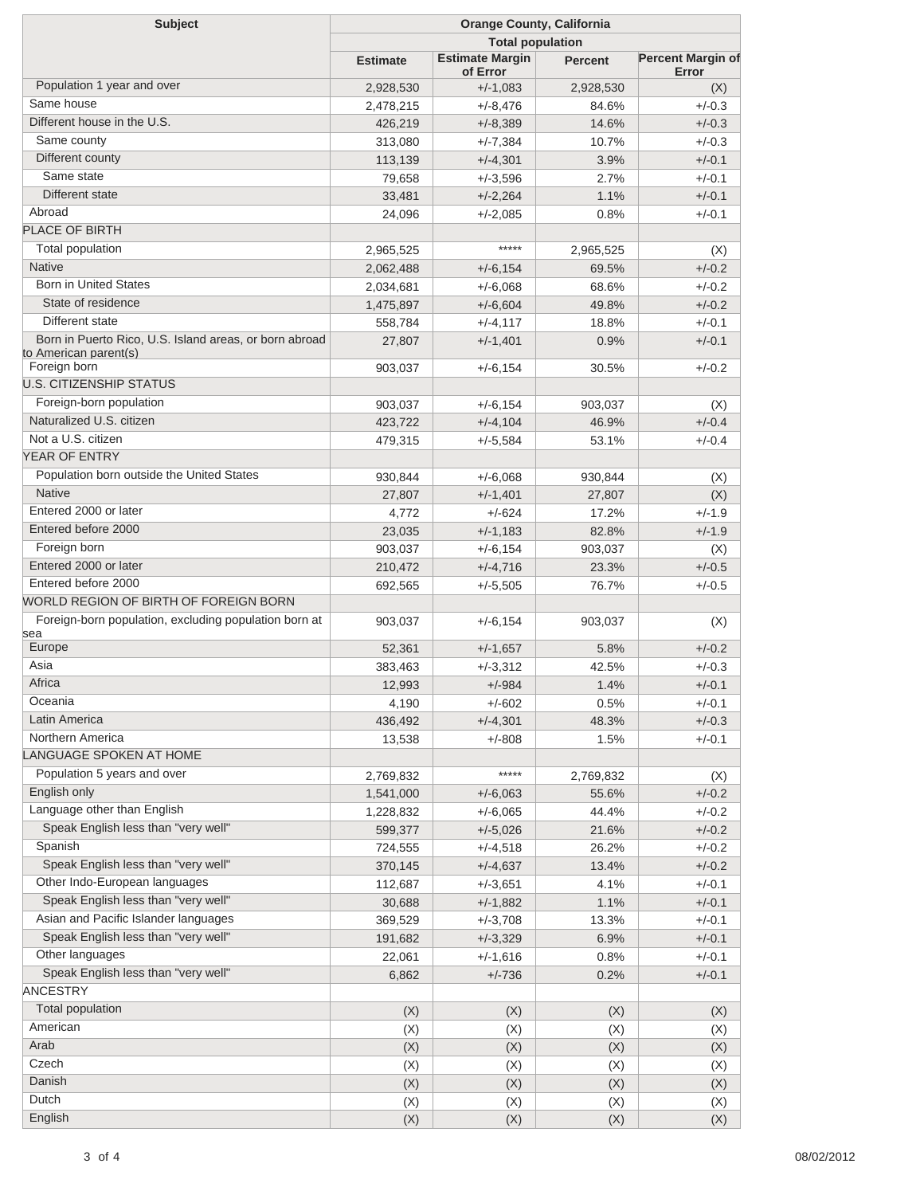| Subject | Orange County, California | | | |
|---|---|---|---|---|
| | Total population | | | |
| | Estimate | Estimate Margin of Error | Percent | Percent Margin of Error |
| Population 1 year and over | 2,928,530 | +/-1,083 | 2,928,530 | (X) |
| Same house | 2,478,215 | +/-8,476 | 84.6% | +/-0.3 |
| Different house in the U.S. | 426,219 | +/-8,389 | 14.6% | +/-0.3 |
| Same county | 313,080 | +/-7,384 | 10.7% | +/-0.3 |
| Different county | 113,139 | +/-4,301 | 3.9% | +/-0.1 |
| Same state | 79,658 | +/-3,596 | 2.7% | +/-0.1 |
| Different state | 33,481 | +/-2,264 | 1.1% | +/-0.1 |
| Abroad | 24,096 | +/-2,085 | 0.8% | +/-0.1 |
| PLACE OF BIRTH | | | | |
| Total population | 2,965,525 | ***** | 2,965,525 | (X) |
| Native | 2,062,488 | +/-6,154 | 69.5% | +/-0.2 |
| Born in United States | 2,034,681 | +/-6,068 | 68.6% | +/-0.2 |
| State of residence | 1,475,897 | +/-6,604 | 49.8% | +/-0.2 |
| Different state | 558,784 | +/-4,117 | 18.8% | +/-0.1 |
| Born in Puerto Rico, U.S. Island areas, or born abroad to American parent(s) | 27,807 | +/-1,401 | 0.9% | +/-0.1 |
| Foreign born | 903,037 | +/-6,154 | 30.5% | +/-0.2 |
| U.S. CITIZENSHIP STATUS | | | | |
| Foreign-born population | 903,037 | +/-6,154 | 903,037 | (X) |
| Naturalized U.S. citizen | 423,722 | +/-4,104 | 46.9% | +/-0.4 |
| Not a U.S. citizen | 479,315 | +/-5,584 | 53.1% | +/-0.4 |
| YEAR OF ENTRY | | | | |
| Population born outside the United States | 930,844 | +/-6,068 | 930,844 | (X) |
| Native | 27,807 | +/-1,401 | 27,807 | (X) |
| Entered 2000 or later | 4,772 | +/-624 | 17.2% | +/-1.9 |
| Entered before 2000 | 23,035 | +/-1,183 | 82.8% | +/-1.9 |
| Foreign born | 903,037 | +/-6,154 | 903,037 | (X) |
| Entered 2000 or later | 210,472 | +/-4,716 | 23.3% | +/-0.5 |
| Entered before 2000 | 692,565 | +/-5,505 | 76.7% | +/-0.5 |
| WORLD REGION OF BIRTH OF FOREIGN BORN | | | | |
| Foreign-born population, excluding population born at sea | 903,037 | +/-6,154 | 903,037 | (X) |
| Europe | 52,361 | +/-1,657 | 5.8% | +/-0.2 |
| Asia | 383,463 | +/-3,312 | 42.5% | +/-0.3 |
| Africa | 12,993 | +/-984 | 1.4% | +/-0.1 |
| Oceania | 4,190 | +/-602 | 0.5% | +/-0.1 |
| Latin America | 436,492 | +/-4,301 | 48.3% | +/-0.3 |
| Northern America | 13,538 | +/-808 | 1.5% | +/-0.1 |
| LANGUAGE SPOKEN AT HOME | | | | |
| Population 5 years and over | 2,769,832 | ***** | 2,769,832 | (X) |
| English only | 1,541,000 | +/-6,063 | 55.6% | +/-0.2 |
| Language other than English | 1,228,832 | +/-6,065 | 44.4% | +/-0.2 |
| Speak English less than "very well" | 599,377 | +/-5,026 | 21.6% | +/-0.2 |
| Spanish | 724,555 | +/-4,518 | 26.2% | +/-0.2 |
| Speak English less than "very well" | 370,145 | +/-4,637 | 13.4% | +/-0.2 |
| Other Indo-European languages | 112,687 | +/-3,651 | 4.1% | +/-0.1 |
| Speak English less than "very well" | 30,688 | +/-1,882 | 1.1% | +/-0.1 |
| Asian and Pacific Islander languages | 369,529 | +/-3,708 | 13.3% | +/-0.1 |
| Speak English less than "very well" | 191,682 | +/-3,329 | 6.9% | +/-0.1 |
| Other languages | 22,061 | +/-1,616 | 0.8% | +/-0.1 |
| Speak English less than "very well" | 6,862 | +/-736 | 0.2% | +/-0.1 |
| ANCESTRY | | | | |
| Total population | (X) | (X) | (X) | (X) |
| American | (X) | (X) | (X) | (X) |
| Arab | (X) | (X) | (X) | (X) |
| Czech | (X) | (X) | (X) | (X) |
| Danish | (X) | (X) | (X) | (X) |
| Dutch | (X) | (X) | (X) | (X) |
| English | (X) | (X) | (X) | (X) |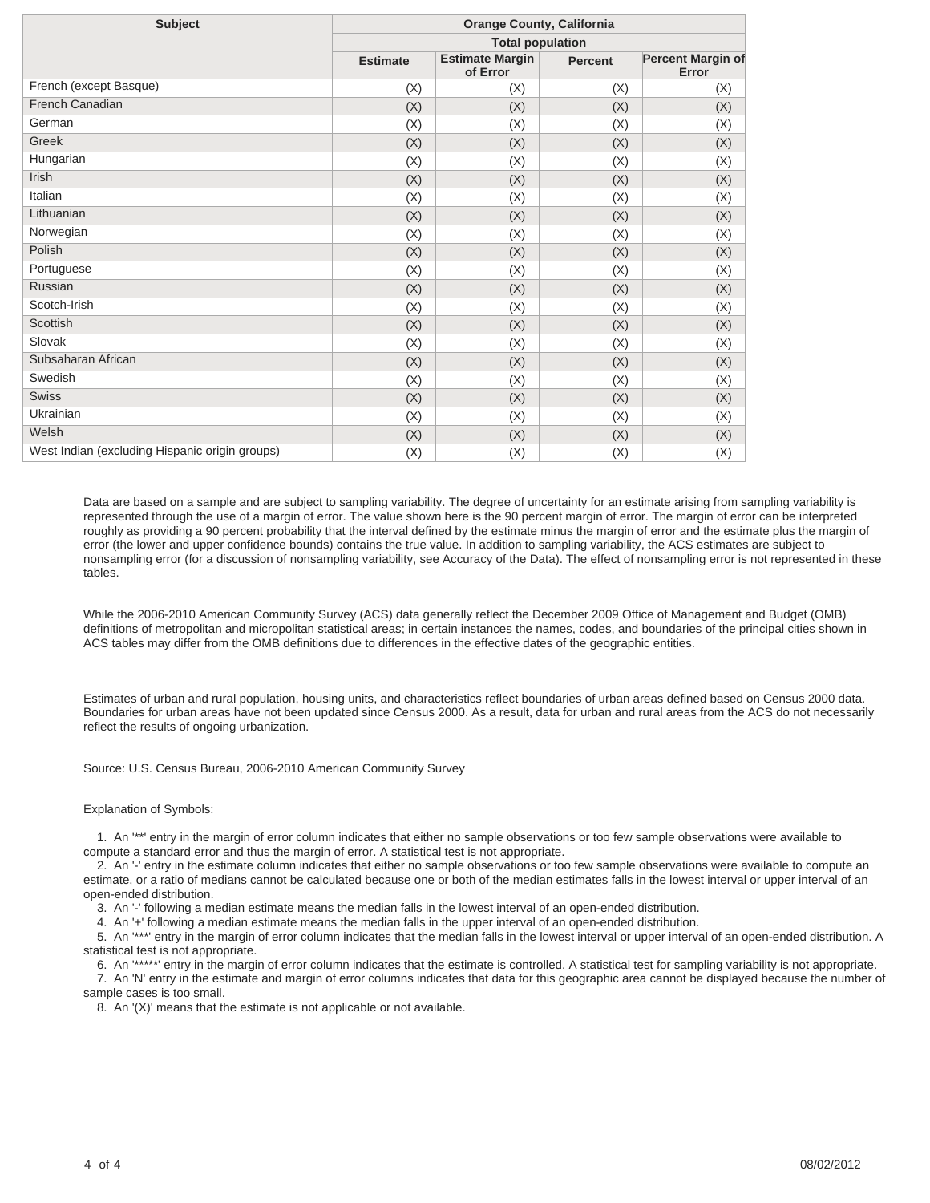| Subject | Orange County, California | | | |
|---|---|---|---|---|
| | Total population | | | |
| | Estimate | Estimate Margin of Error | Percent | Percent Margin of Error |
| French (except Basque) | (X) | (X) | (X) | (X) |
| French Canadian | (X) | (X) | (X) | (X) |
| German | (X) | (X) | (X) | (X) |
| Greek | (X) | (X) | (X) | (X) |
| Hungarian | (X) | (X) | (X) | (X) |
| Irish | (X) | (X) | (X) | (X) |
| Italian | (X) | (X) | (X) | (X) |
| Lithuanian | (X) | (X) | (X) | (X) |
| Norwegian | (X) | (X) | (X) | (X) |
| Polish | (X) | (X) | (X) | (X) |
| Portuguese | (X) | (X) | (X) | (X) |
| Russian | (X) | (X) | (X) | (X) |
| Scotch-Irish | (X) | (X) | (X) | (X) |
| Scottish | (X) | (X) | (X) | (X) |
| Slovak | (X) | (X) | (X) | (X) |
| Subsaharan African | (X) | (X) | (X) | (X) |
| Swedish | (X) | (X) | (X) | (X) |
| Swiss | (X) | (X) | (X) | (X) |
| Ukrainian | (X) | (X) | (X) | (X) |
| Welsh | (X) | (X) | (X) | (X) |
| West Indian (excluding Hispanic origin groups) | (X) | (X) | (X) | (X) |

Data are based on a sample and are subject to sampling variability. The degree of uncertainty for an estimate arising from sampling variability is represented through the use of a margin of error. The value shown here is the 90 percent margin of error. The margin of error can be interpreted roughly as providing a 90 percent probability that the interval defined by the estimate minus the margin of error and the estimate plus the margin of error (the lower and upper confidence bounds) contains the true value. In addition to sampling variability, the ACS estimates are subject to nonsampling error (for a discussion of nonsampling variability, see Accuracy of the Data). The effect of nonsampling error is not represented in these tables.

While the 2006-2010 American Community Survey (ACS) data generally reflect the December 2009 Office of Management and Budget (OMB) definitions of metropolitan and micropolitan statistical areas; in certain instances the names, codes, and boundaries of the principal cities shown in ACS tables may differ from the OMB definitions due to differences in the effective dates of the geographic entities.

Estimates of urban and rural population, housing units, and characteristics reflect boundaries of urban areas defined based on Census 2000 data. Boundaries for urban areas have not been updated since Census 2000. As a result, data for urban and rural areas from the ACS do not necessarily reflect the results of ongoing urbanization.

Source: U.S. Census Bureau, 2006-2010 American Community Survey

Explanation of Symbols:

1. An '**' entry in the margin of error column indicates that either no sample observations or too few sample observations were available to compute a standard error and thus the margin of error. A statistical test is not appropriate.
2. An '-' entry in the estimate column indicates that either no sample observations or too few sample observations were available to compute an estimate, or a ratio of medians cannot be calculated because one or both of the median estimates falls in the lowest interval or upper interval of an open-ended distribution.
3. An '-' following a median estimate means the median falls in the lowest interval of an open-ended distribution.
4. An '+' following a median estimate means the median falls in the upper interval of an open-ended distribution.
5. An '***' entry in the margin of error column indicates that the median falls in the lowest interval or upper interval of an open-ended distribution. A statistical test is not appropriate.
6. An '*****' entry in the margin of error column indicates that the estimate is controlled. A statistical test for sampling variability is not appropriate.
7. An 'N' entry in the estimate and margin of error columns indicates that data for this geographic area cannot be displayed because the number of sample cases is too small.
8. An '(X)' means that the estimate is not applicable or not available.

08/02/2012